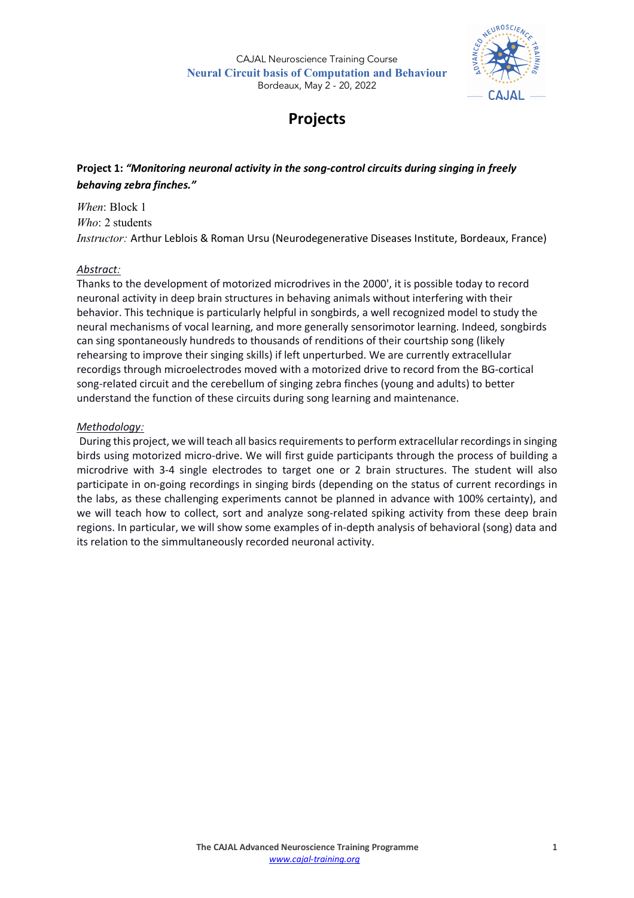CAJAL Neuroscience Training Course
**Neural Circuit basis of Computation and Behaviour**
Bordeaux, May 2 - 20, 2022

# Projects

**Project 1: *"Monitoring neuronal activity in the song-control circuits during singing in freely behaving zebra finches."***

*When*: Block 1
*Who*: 2 students
*Instructor:* Arthur Leblois & Roman Ursu (Neurodegenerative Diseases Institute, Bordeaux, France)

*Abstract:*
Thanks to the development of motorized microdrives in the 2000', it is possible today to record neuronal activity in deep brain structures in behaving animals without interfering with their behavior. This technique is particularly helpful in songbirds, a well recognized model to study the neural mechanisms of vocal learning, and more generally sensorimotor learning. Indeed, songbirds can sing spontaneously hundreds to thousands of renditions of their courtship song (likely rehearsing to improve their singing skills) if left unperturbed. We are currently extracellular recordigs through microelectrodes moved with a motorized drive to record from the BG-cortical song-related circuit and the cerebellum of singing zebra finches (young and adults) to better understand the function of these circuits during song learning and maintenance.

*Methodology:*
During this project, we will teach all basics requirements to perform extracellular recordings in singing birds using motorized micro-drive. We will first guide participants through the process of building a microdrive with 3-4 single electrodes to target one or 2 brain structures. The student will also participate in on-going recordings in singing birds (depending on the status of current recordings in the labs, as these challenging experiments cannot be planned in advance with 100% certainty), and we will teach how to collect, sort and analyze song-related spiking activity from these deep brain regions. In particular, we will show some examples of in-depth analysis of behavioral (song) data and its relation to the simmultaneously recorded neuronal activity.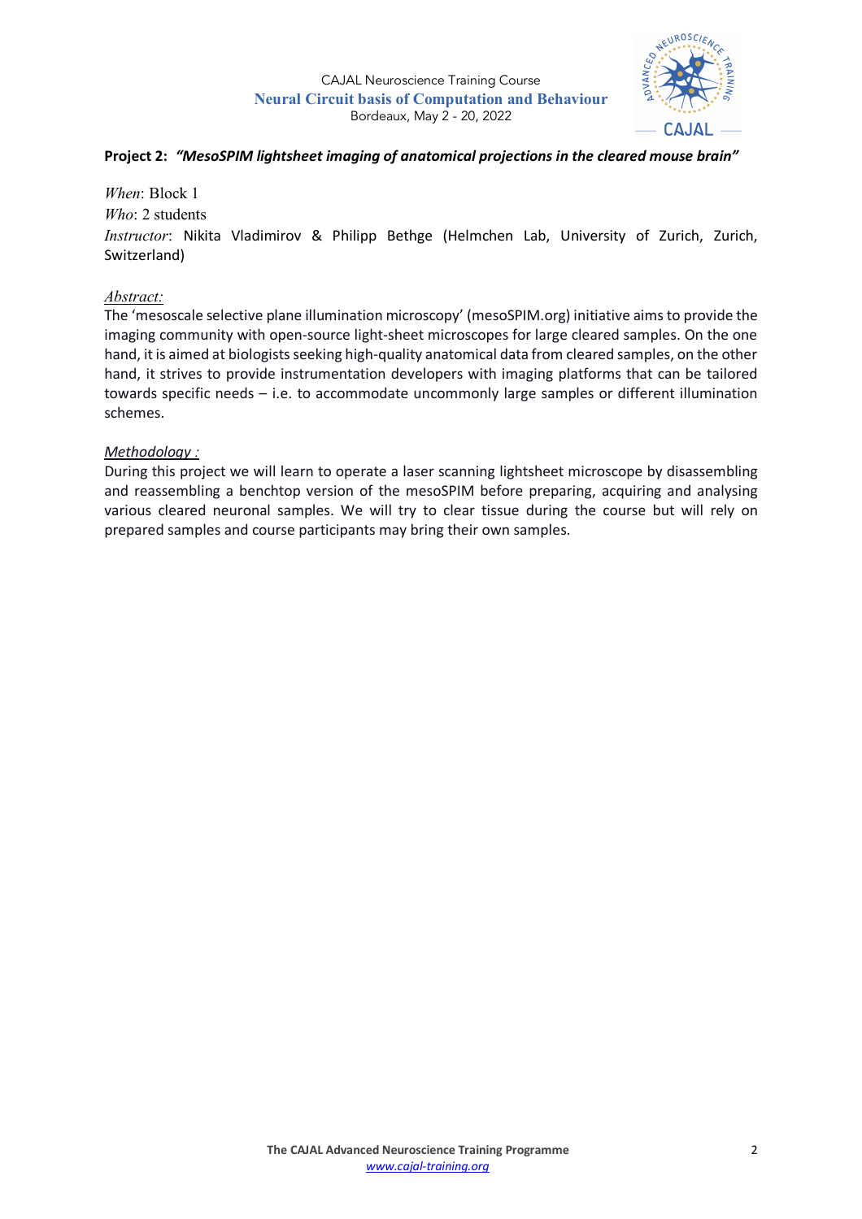**Project 2:** ***"MesoSPIM lightsheet imaging of anatomical projections in the cleared mouse brain"***

*When*: Block 1
*Who*: 2 students
*Instructor*: Nikita Vladimirov & Philipp Bethge (Helmchen Lab, University of Zurich, Zurich, Switzerland)

*Abstract:*
The 'mesoscale selective plane illumination microscopy' (mesoSPIM.org) initiative aims to provide the imaging community with open-source light-sheet microscopes for large cleared samples. On the one hand, it is aimed at biologists seeking high-quality anatomical data from cleared samples, on the other hand, it strives to provide instrumentation developers with imaging platforms that can be tailored towards specific needs – i.e. to accommodate uncommonly large samples or different illumination schemes.

*Methodology :*
During this project we will learn to operate a laser scanning lightsheet microscope by disassembling and reassembling a benchtop version of the mesoSPIM before preparing, acquiring and analysing various cleared neuronal samples. We will try to clear tissue during the course but will rely on prepared samples and course participants may bring their own samples.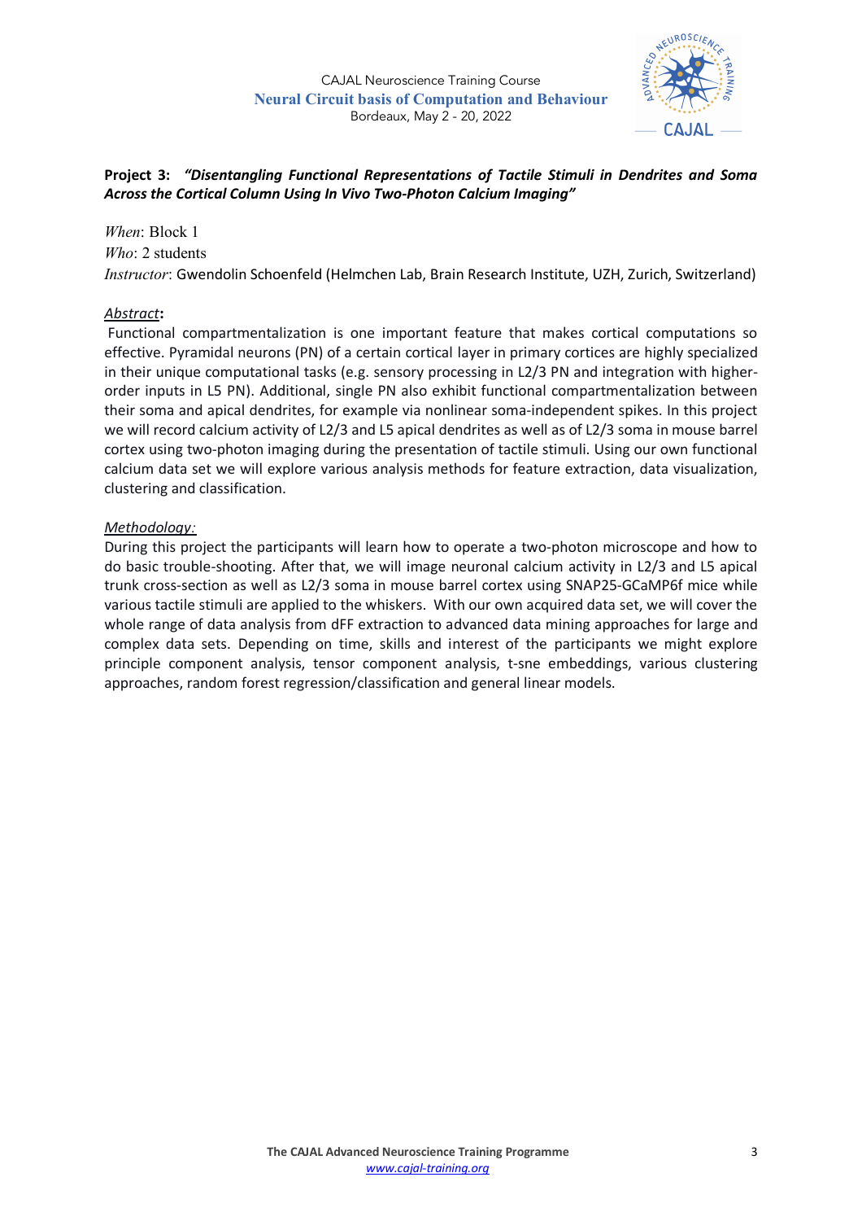CAJAL Neuroscience Training Course
**Neural Circuit basis of Computation and Behaviour**
Bordeaux, May 2 - 20, 2022

**Project 3: *"Disentangling Functional Representations of Tactile Stimuli in Dendrites and Soma Across the Cortical Column Using In Vivo Two-Photon Calcium Imaging"***

*When*: Block 1
*Who*: 2 students
*Instructor*: Gwendolin Schoenfeld (Helmchen Lab, Brain Research Institute, UZH, Zurich, Switzerland)

***Abstract*:**
Functional compartmentalization is one important feature that makes cortical computations so effective. Pyramidal neurons (PN) of a certain cortical layer in primary cortices are highly specialized in their unique computational tasks (e.g. sensory processing in L2/3 PN and integration with higher-order inputs in L5 PN). Additional, single PN also exhibit functional compartmentalization between their soma and apical dendrites, for example via nonlinear soma-independent spikes. In this project we will record calcium activity of L2/3 and L5 apical dendrites as well as of L2/3 soma in mouse barrel cortex using two-photon imaging during the presentation of tactile stimuli. Using our own functional calcium data set we will explore various analysis methods for feature extraction, data visualization, clustering and classification.

*Methodology:*
During this project the participants will learn how to operate a two-photon microscope and how to do basic trouble-shooting. After that, we will image neuronal calcium activity in L2/3 and L5 apical trunk cross-section as well as L2/3 soma in mouse barrel cortex using SNAP25-GCaMP6f mice while various tactile stimuli are applied to the whiskers. With our own acquired data set, we will cover the whole range of data analysis from dFF extraction to advanced data mining approaches for large and complex data sets. Depending on time, skills and interest of the participants we might explore principle component analysis, tensor component analysis, t-sne embeddings, various clustering approaches, random forest regression/classification and general linear models.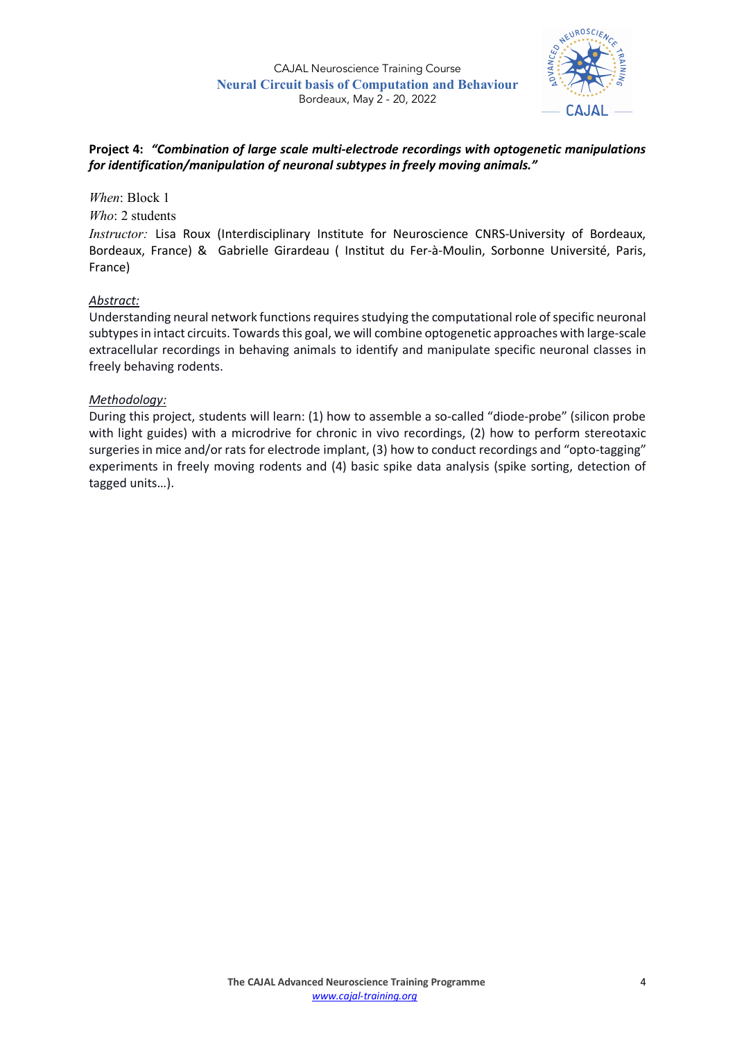**Project 4:** ***"Combination of large scale multi-electrode recordings with optogenetic manipulations for identification/manipulation of neuronal subtypes in freely moving animals."***

*When*: Block 1

*Who*: 2 students

*Instructor:* Lisa Roux (Interdisciplinary Institute for Neuroscience CNRS-University of Bordeaux, Bordeaux, France) & Gabrielle Girardeau ( Institut du Fer-à-Moulin, Sorbonne Université, Paris, France)

__Abstract:__

Understanding neural network functions requires studying the computational role of specific neuronal subtypes in intact circuits. Towards this goal, we will combine optogenetic approaches with large-scale extracellular recordings in behaving animals to identify and manipulate specific neuronal classes in freely behaving rodents.

__Methodology:__

During this project, students will learn: (1) how to assemble a so-called "diode-probe" (silicon probe with light guides) with a microdrive for chronic in vivo recordings, (2) how to perform stereotaxic surgeries in mice and/or rats for electrode implant, (3) how to conduct recordings and "opto-tagging" experiments in freely moving rodents and (4) basic spike data analysis (spike sorting, detection of tagged units…).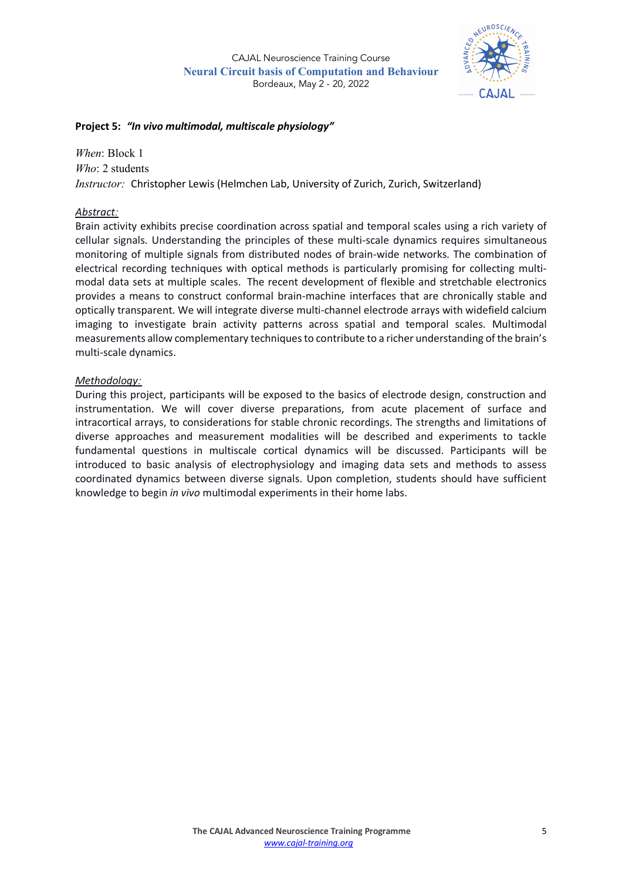CAJAL Neuroscience Training Course
**Neural Circuit basis of Computation and Behaviour**
Bordeaux, May 2 - 20, 2022

**Project 5:** ***"In vivo multimodal, multiscale physiology"***

*When*: Block 1
*Who*: 2 students
*Instructor:* Christopher Lewis (Helmchen Lab, University of Zurich, Zurich, Switzerland)

*Abstract:*

Brain activity exhibits precise coordination across spatial and temporal scales using a rich variety of cellular signals. Understanding the principles of these multi-scale dynamics requires simultaneous monitoring of multiple signals from distributed nodes of brain-wide networks. The combination of electrical recording techniques with optical methods is particularly promising for collecting multi-modal data sets at multiple scales. The recent development of flexible and stretchable electronics provides a means to construct conformal brain-machine interfaces that are chronically stable and optically transparent. We will integrate diverse multi-channel electrode arrays with widefield calcium imaging to investigate brain activity patterns across spatial and temporal scales. Multimodal measurements allow complementary techniques to contribute to a richer understanding of the brain's multi-scale dynamics.

*Methodology:*

During this project, participants will be exposed to the basics of electrode design, construction and instrumentation. We will cover diverse preparations, from acute placement of surface and intracortical arrays, to considerations for stable chronic recordings. The strengths and limitations of diverse approaches and measurement modalities will be described and experiments to tackle fundamental questions in multiscale cortical dynamics will be discussed. Participants will be introduced to basic analysis of electrophysiology and imaging data sets and methods to assess coordinated dynamics between diverse signals. Upon completion, students should have sufficient knowledge to begin *in vivo* multimodal experiments in their home labs.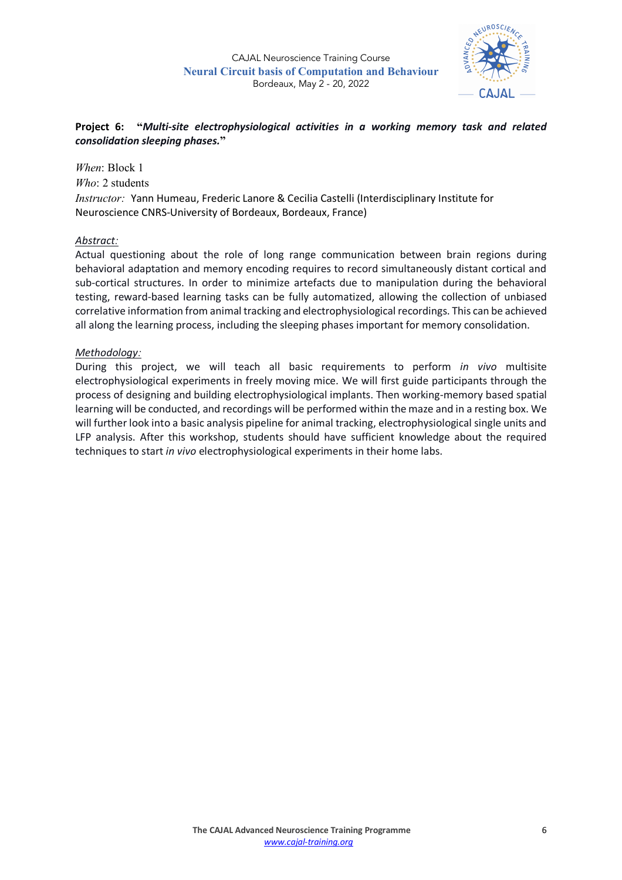**Project 6: "*Multi-site electrophysiological activities in a working memory task and related consolidation sleeping phases.*"**

*When*: Block 1

*Who*: 2 students

*Instructor:* Yann Humeau, Frederic Lanore & Cecilia Castelli (Interdisciplinary Institute for Neuroscience CNRS-University of Bordeaux, Bordeaux, France)

*Abstract:*

Actual questioning about the role of long range communication between brain regions during behavioral adaptation and memory encoding requires to record simultaneously distant cortical and sub-cortical structures. In order to minimize artefacts due to manipulation during the behavioral testing, reward-based learning tasks can be fully automatized, allowing the collection of unbiased correlative information from animal tracking and electrophysiological recordings. This can be achieved all along the learning process, including the sleeping phases important for memory consolidation.

*Methodology:*

During this project, we will teach all basic requirements to perform *in vivo* multisite electrophysiological experiments in freely moving mice. We will first guide participants through the process of designing and building electrophysiological implants. Then working-memory based spatial learning will be conducted, and recordings will be performed within the maze and in a resting box. We will further look into a basic analysis pipeline for animal tracking, electrophysiological single units and LFP analysis. After this workshop, students should have sufficient knowledge about the required techniques to start *in vivo* electrophysiological experiments in their home labs.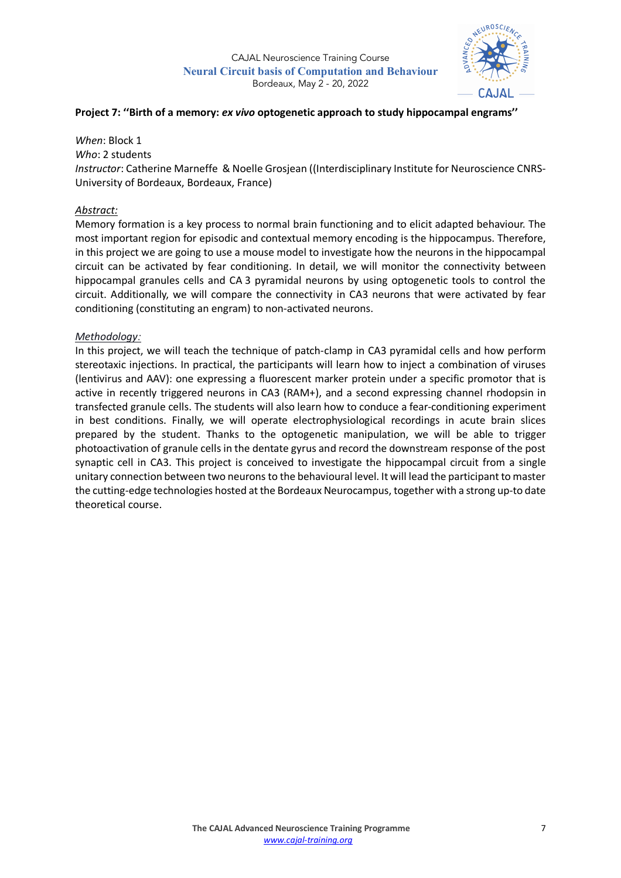**Project 7: ''Birth of a memory: *ex vivo* optogenetic approach to study hippocampal engrams''**

*When*: Block 1
*Who*: 2 students
*Instructor*: Catherine Marneffe & Noelle Grosjean ((Interdisciplinary Institute for Neuroscience CNRS-University of Bordeaux, Bordeaux, France)

*Abstract:*

Memory formation is a key process to normal brain functioning and to elicit adapted behaviour. The most important region for episodic and contextual memory encoding is the hippocampus. Therefore, in this project we are going to use a mouse model to investigate how the neurons in the hippocampal circuit can be activated by fear conditioning. In detail, we will monitor the connectivity between hippocampal granules cells and CA 3 pyramidal neurons by using optogenetic tools to control the circuit. Additionally, we will compare the connectivity in CA3 neurons that were activated by fear conditioning (constituting an engram) to non-activated neurons.

*Methodology:*

In this project, we will teach the technique of patch-clamp in CA3 pyramidal cells and how perform stereotaxic injections. In practical, the participants will learn how to inject a combination of viruses (lentivirus and AAV): one expressing a fluorescent marker protein under a specific promotor that is active in recently triggered neurons in CA3 (RAM+), and a second expressing channel rhodopsin in transfected granule cells. The students will also learn how to conduce a fear-conditioning experiment in best conditions. Finally, we will operate electrophysiological recordings in acute brain slices prepared by the student. Thanks to the optogenetic manipulation, we will be able to trigger photoactivation of granule cells in the dentate gyrus and record the downstream response of the post synaptic cell in CA3. This project is conceived to investigate the hippocampal circuit from a single unitary connection between two neurons to the behavioural level. It will lead the participant to master the cutting-edge technologies hosted at the Bordeaux Neurocampus, together with a strong up-to date theoretical course.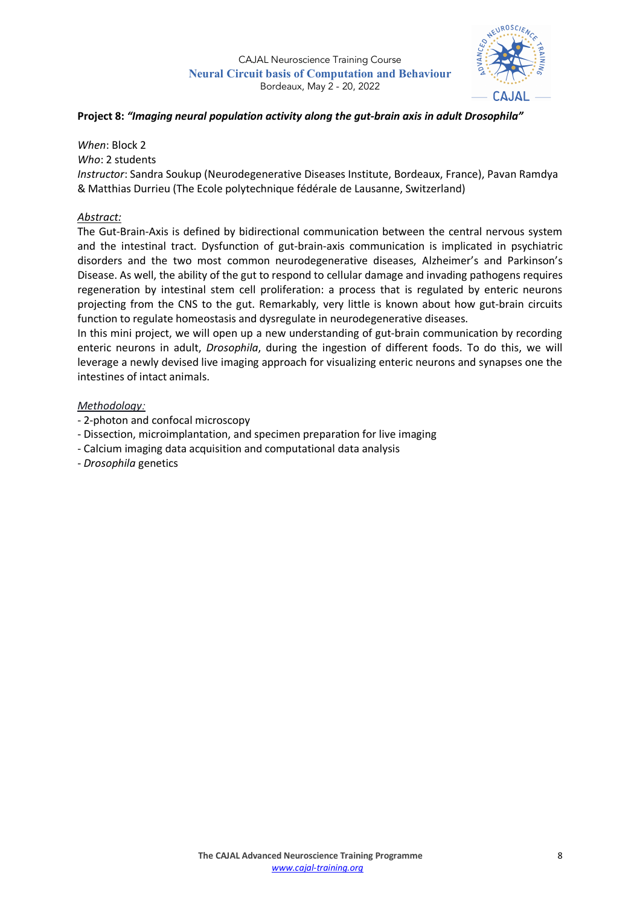**Project 8: *"Imaging neural population activity along the gut-brain axis in adult Drosophila"***

*When*: Block 2
*Who*: 2 students
*Instructor*: Sandra Soukup (Neurodegenerative Diseases Institute, Bordeaux, France), Pavan Ramdya & Matthias Durrieu (The Ecole polytechnique fédérale de Lausanne, Switzerland)

Abstract:

The Gut-Brain-Axis is defined by bidirectional communication between the central nervous system and the intestinal tract. Dysfunction of gut-brain-axis communication is implicated in psychiatric disorders and the two most common neurodegenerative diseases, Alzheimer's and Parkinson's Disease. As well, the ability of the gut to respond to cellular damage and invading pathogens requires regeneration by intestinal stem cell proliferation: a process that is regulated by enteric neurons projecting from the CNS to the gut. Remarkably, very little is known about how gut-brain circuits function to regulate homeostasis and dysregulate in neurodegenerative diseases.

In this mini project, we will open up a new understanding of gut-brain communication by recording enteric neurons in adult, *Drosophila*, during the ingestion of different foods. To do this, we will leverage a newly devised live imaging approach for visualizing enteric neurons and synapses one the intestines of intact animals.

Methodology:

- 2-photon and confocal microscopy
- Dissection, microimplantation, and specimen preparation for live imaging
- Calcium imaging data acquisition and computational data analysis
- *Drosophila* genetics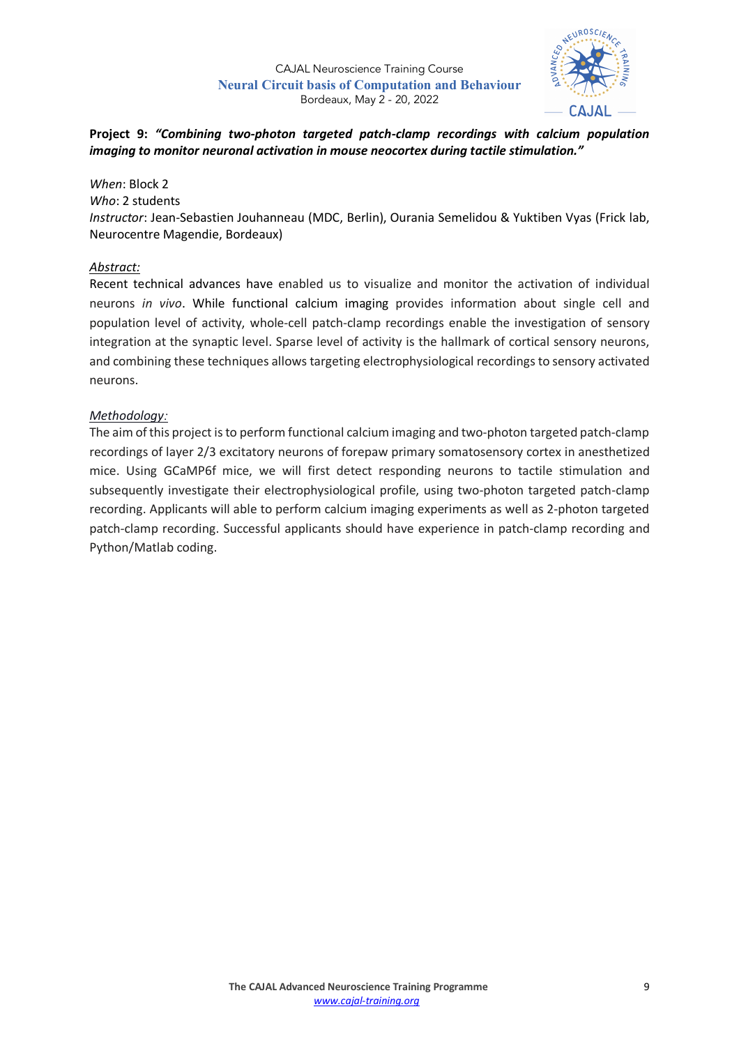**Project 9:** ***"Combining two-photon targeted patch-clamp recordings with calcium population imaging to monitor neuronal activation in mouse neocortex during tactile stimulation."***

*When*: Block 2
*Who*: 2 students
*Instructor*: Jean-Sebastien Jouhanneau (MDC, Berlin), Ourania Semelidou & Yuktiben Vyas (Frick lab, Neurocentre Magendie, Bordeaux)

*Abstract:*

Recent technical advances have enabled us to visualize and monitor the activation of individual neurons *in vivo*. While functional calcium imaging provides information about single cell and population level of activity, whole-cell patch-clamp recordings enable the investigation of sensory integration at the synaptic level. Sparse level of activity is the hallmark of cortical sensory neurons, and combining these techniques allows targeting electrophysiological recordings to sensory activated neurons.

*Methodology:*

The aim of this project is to perform functional calcium imaging and two-photon targeted patch-clamp recordings of layer 2/3 excitatory neurons of forepaw primary somatosensory cortex in anesthetized mice. Using GCaMP6f mice, we will first detect responding neurons to tactile stimulation and subsequently investigate their electrophysiological profile, using two-photon targeted patch-clamp recording. Applicants will able to perform calcium imaging experiments as well as 2-photon targeted patch-clamp recording. Successful applicants should have experience in patch-clamp recording and Python/Matlab coding.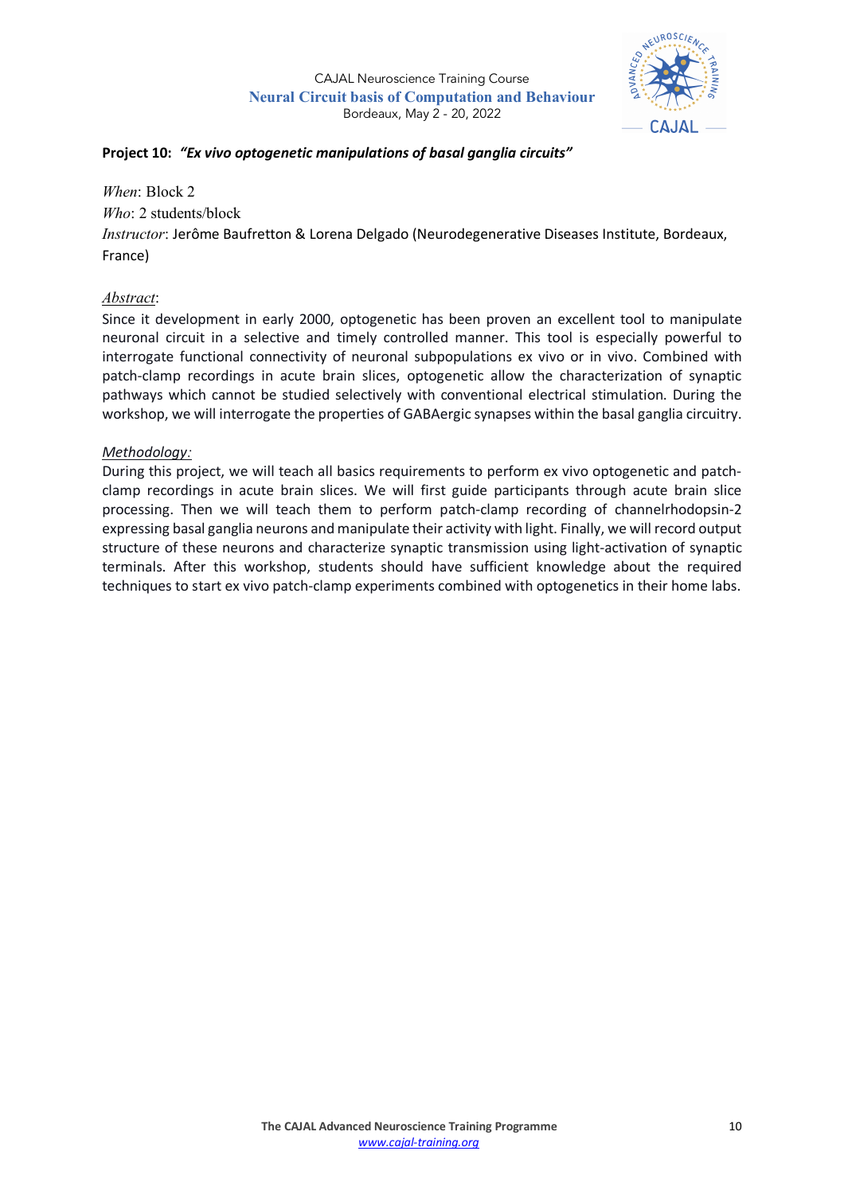CAJAL Neuroscience Training Course
**Neural Circuit basis of Computation and Behaviour**
Bordeaux, May 2 - 20, 2022

**Project 10:** ***"Ex vivo optogenetic manipulations of basal ganglia circuits"***

*When*: Block 2
*Who*: 2 students/block
*Instructor*: Jerôme Baufretton & Lorena Delgado (Neurodegenerative Diseases Institute, Bordeaux, France)

*Abstract*:
Since it development in early 2000, optogenetic has been proven an excellent tool to manipulate neuronal circuit in a selective and timely controlled manner. This tool is especially powerful to interrogate functional connectivity of neuronal subpopulations ex vivo or in vivo. Combined with patch-clamp recordings in acute brain slices, optogenetic allow the characterization of synaptic pathways which cannot be studied selectively with conventional electrical stimulation. During the workshop, we will interrogate the properties of GABAergic synapses within the basal ganglia circuitry.

*Methodology:*
During this project, we will teach all basics requirements to perform ex vivo optogenetic and patch-clamp recordings in acute brain slices. We will first guide participants through acute brain slice processing. Then we will teach them to perform patch-clamp recording of channelrhodopsin-2 expressing basal ganglia neurons and manipulate their activity with light. Finally, we will record output structure of these neurons and characterize synaptic transmission using light-activation of synaptic terminals. After this workshop, students should have sufficient knowledge about the required techniques to start ex vivo patch-clamp experiments combined with optogenetics in their home labs.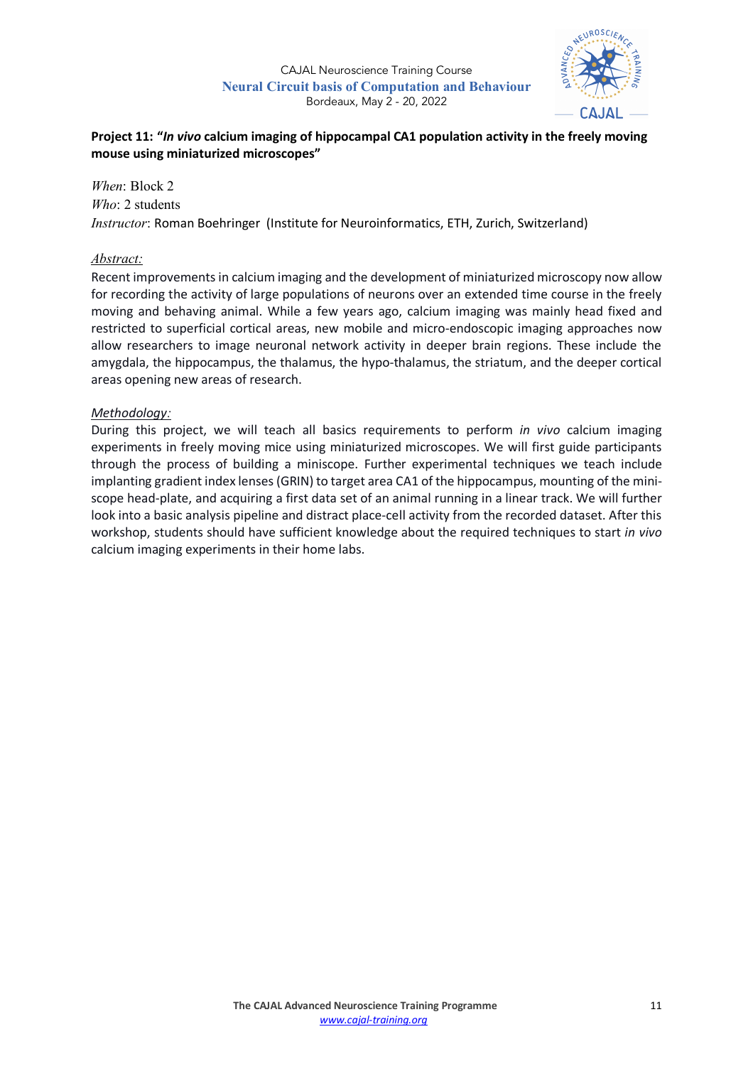CAJAL Neuroscience Training Course
**Neural Circuit basis of Computation and Behaviour**
Bordeaux, May 2 - 20, 2022

**Project 11: "*In vivo* calcium imaging of hippocampal CA1 population activity in the freely moving mouse using miniaturized microscopes"**

*When*: Block 2
*Who*: 2 students
*Instructor*: Roman Boehringer (Institute for Neuroinformatics, ETH, Zurich, Switzerland)

*Abstract:*

Recent improvements in calcium imaging and the development of miniaturized microscopy now allow for recording the activity of large populations of neurons over an extended time course in the freely moving and behaving animal. While a few years ago, calcium imaging was mainly head fixed and restricted to superficial cortical areas, new mobile and micro-endoscopic imaging approaches now allow researchers to image neuronal network activity in deeper brain regions. These include the amygdala, the hippocampus, the thalamus, the hypo-thalamus, the striatum, and the deeper cortical areas opening new areas of research.

*Methodology:*

During this project, we will teach all basics requirements to perform *in vivo* calcium imaging experiments in freely moving mice using miniaturized microscopes. We will first guide participants through the process of building a miniscope. Further experimental techniques we teach include implanting gradient index lenses (GRIN) to target area CA1 of the hippocampus, mounting of the mini-scope head-plate, and acquiring a first data set of an animal running in a linear track. We will further look into a basic analysis pipeline and distract place-cell activity from the recorded dataset. After this workshop, students should have sufficient knowledge about the required techniques to start *in vivo* calcium imaging experiments in their home labs.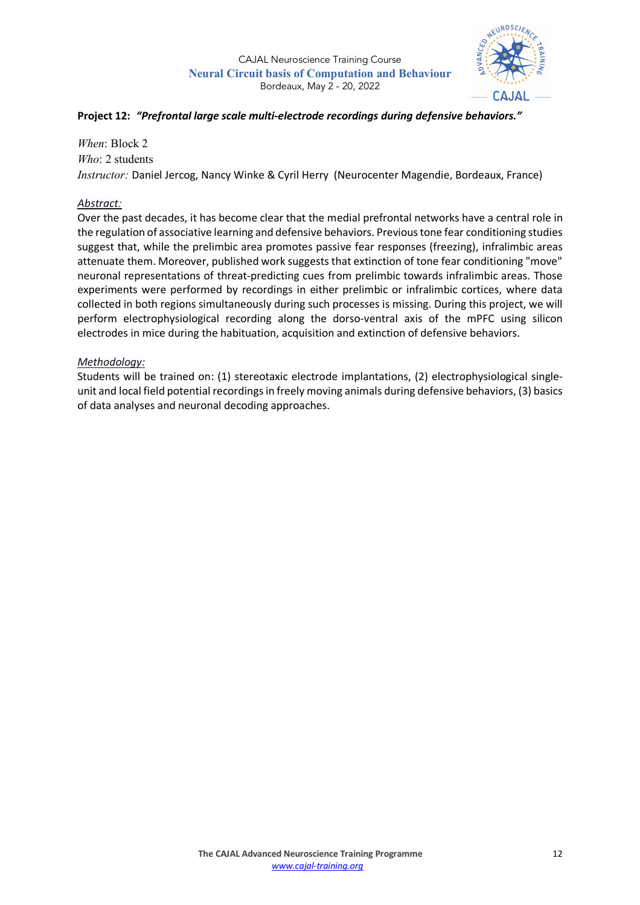**Project 12:** ***"Prefrontal large scale multi-electrode recordings during defensive behaviors."***

*When*: Block 2
*Who*: 2 students
*Instructor:* Daniel Jercog, Nancy Winke & Cyril Herry (Neurocenter Magendie, Bordeaux, France)

## Abstract:

Over the past decades, it has become clear that the medial prefrontal networks have a central role in the regulation of associative learning and defensive behaviors. Previous tone fear conditioning studies suggest that, while the prelimbic area promotes passive fear responses (freezing), infralimbic areas attenuate them. Moreover, published work suggests that extinction of tone fear conditioning "move" neuronal representations of threat-predicting cues from prelimbic towards infralimbic areas. Those experiments were performed by recordings in either prelimbic or infralimbic cortices, where data collected in both regions simultaneously during such processes is missing. During this project, we will perform electrophysiological recording along the dorso-ventral axis of the mPFC using silicon electrodes in mice during the habituation, acquisition and extinction of defensive behaviors.

## Methodology:

Students will be trained on: (1) stereotaxic electrode implantations, (2) electrophysiological single-unit and local field potential recordings in freely moving animals during defensive behaviors, (3) basics of data analyses and neuronal decoding approaches.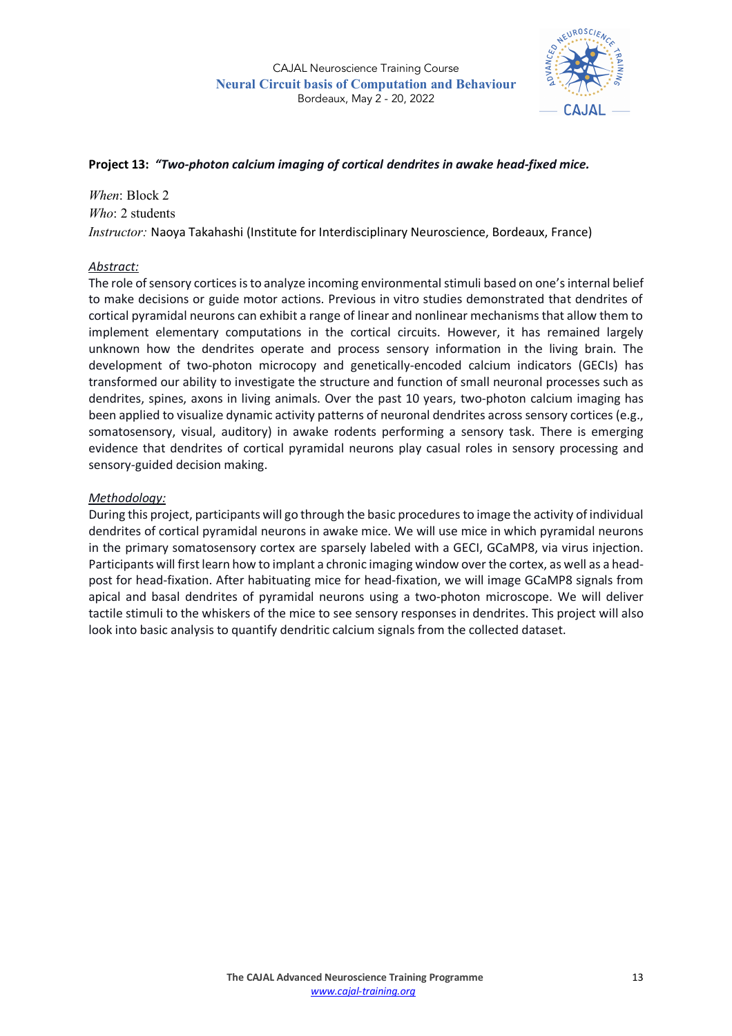CAJAL Neuroscience Training Course
**Neural Circuit basis of Computation and Behaviour**
Bordeaux, May 2 - 20, 2022

**Project 13:** ***"Two-photon calcium imaging of cortical dendrites in awake head-fixed mice.***

*When*: Block 2
*Who*: 2 students
*Instructor:* Naoya Takahashi (Institute for Interdisciplinary Neuroscience, Bordeaux, France)

*Abstract:*

The role of sensory cortices is to analyze incoming environmental stimuli based on one's internal belief to make decisions or guide motor actions. Previous in vitro studies demonstrated that dendrites of cortical pyramidal neurons can exhibit a range of linear and nonlinear mechanisms that allow them to implement elementary computations in the cortical circuits. However, it has remained largely unknown how the dendrites operate and process sensory information in the living brain. The development of two-photon microcopy and genetically-encoded calcium indicators (GECIs) has transformed our ability to investigate the structure and function of small neuronal processes such as dendrites, spines, axons in living animals. Over the past 10 years, two-photon calcium imaging has been applied to visualize dynamic activity patterns of neuronal dendrites across sensory cortices (e.g., somatosensory, visual, auditory) in awake rodents performing a sensory task. There is emerging evidence that dendrites of cortical pyramidal neurons play casual roles in sensory processing and sensory-guided decision making.

*Methodology:*

During this project, participants will go through the basic procedures to image the activity of individual dendrites of cortical pyramidal neurons in awake mice. We will use mice in which pyramidal neurons in the primary somatosensory cortex are sparsely labeled with a GECI, GCaMP8, via virus injection. Participants will first learn how to implant a chronic imaging window over the cortex, as well as a head-post for head-fixation. After habituating mice for head-fixation, we will image GCaMP8 signals from apical and basal dendrites of pyramidal neurons using a two-photon microscope. We will deliver tactile stimuli to the whiskers of the mice to see sensory responses in dendrites. This project will also look into basic analysis to quantify dendritic calcium signals from the collected dataset.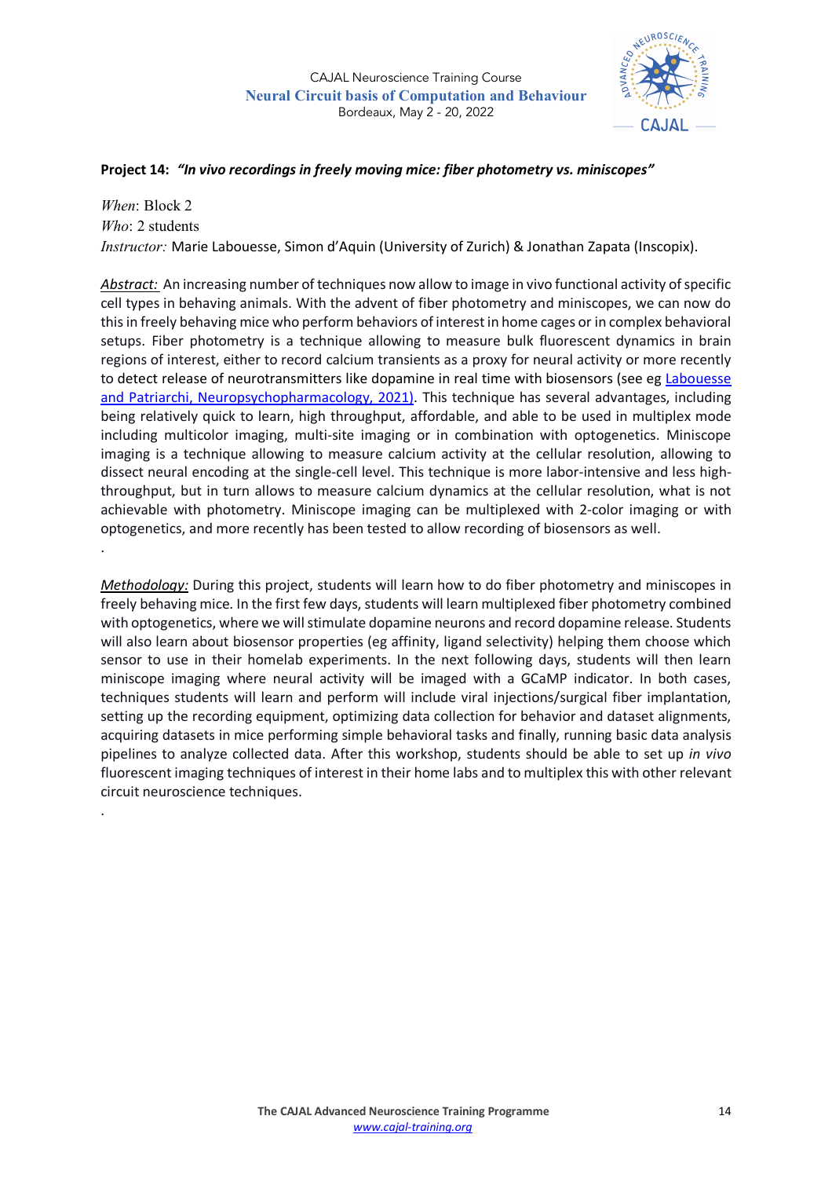**Project 14: *"In vivo recordings in freely moving mice: fiber photometry vs. miniscopes"***

*When*: Block 2
*Who*: 2 students
*Instructor:* Marie Labouesse, Simon d'Aquin (University of Zurich) & Jonathan Zapata (Inscopix).

***Abstract:*** An increasing number of techniques now allow to image in vivo functional activity of specific cell types in behaving animals. With the advent of fiber photometry and miniscopes, we can now do this in freely behaving mice who perform behaviors of interest in home cages or in complex behavioral setups. Fiber photometry is a technique allowing to measure bulk fluorescent dynamics in brain regions of interest, either to record calcium transients as a proxy for neural activity or more recently to detect release of neurotransmitters like dopamine in real time with biosensors (see eg Labouesse and Patriarchi, Neuropsychopharmacology, 2021). This technique has several advantages, including being relatively quick to learn, high throughput, affordable, and able to be used in multiplex mode including multicolor imaging, multi-site imaging or in combination with optogenetics. Miniscope imaging is a technique allowing to measure calcium activity at the cellular resolution, allowing to dissect neural encoding at the single-cell level. This technique is more labor-intensive and less high-throughput, but in turn allows to measure calcium dynamics at the cellular resolution, what is not achievable with photometry. Miniscope imaging can be multiplexed with 2-color imaging or with optogenetics, and more recently has been tested to allow recording of biosensors as well.

.

***Methodology:*** During this project, students will learn how to do fiber photometry and miniscopes in freely behaving mice. In the first few days, students will learn multiplexed fiber photometry combined with optogenetics, where we will stimulate dopamine neurons and record dopamine release. Students will also learn about biosensor properties (eg affinity, ligand selectivity) helping them choose which sensor to use in their homelab experiments. In the next following days, students will then learn miniscope imaging where neural activity will be imaged with a GCaMP indicator. In both cases, techniques students will learn and perform will include viral injections/surgical fiber implantation, setting up the recording equipment, optimizing data collection for behavior and dataset alignments, acquiring datasets in mice performing simple behavioral tasks and finally, running basic data analysis pipelines to analyze collected data. After this workshop, students should be able to set up *in vivo* fluorescent imaging techniques of interest in their home labs and to multiplex this with other relevant circuit neuroscience techniques.

.